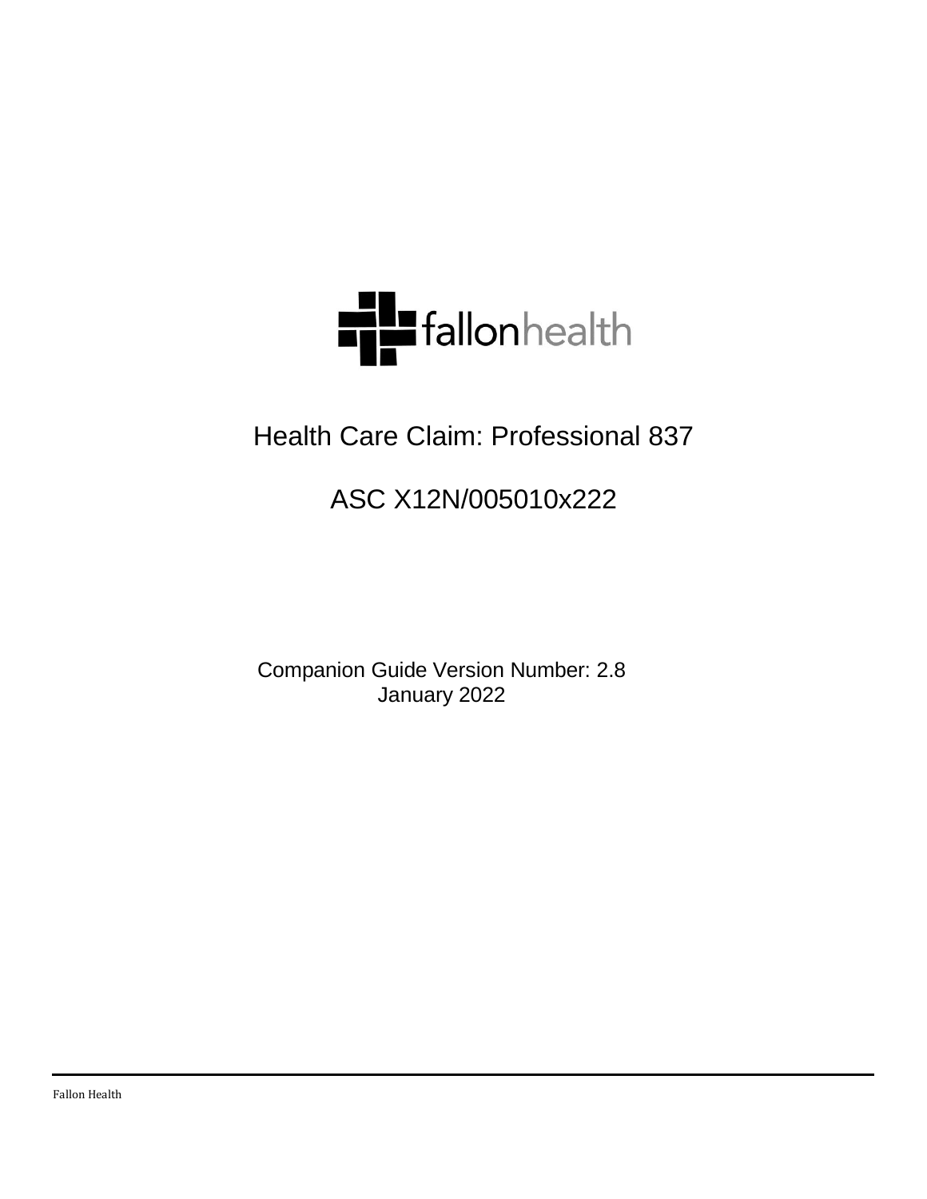fallonhealth

# Health Care Claim: Professional 837

## ASC X12N/005010x222

Companion Guide Version Number: 2.8
January 2022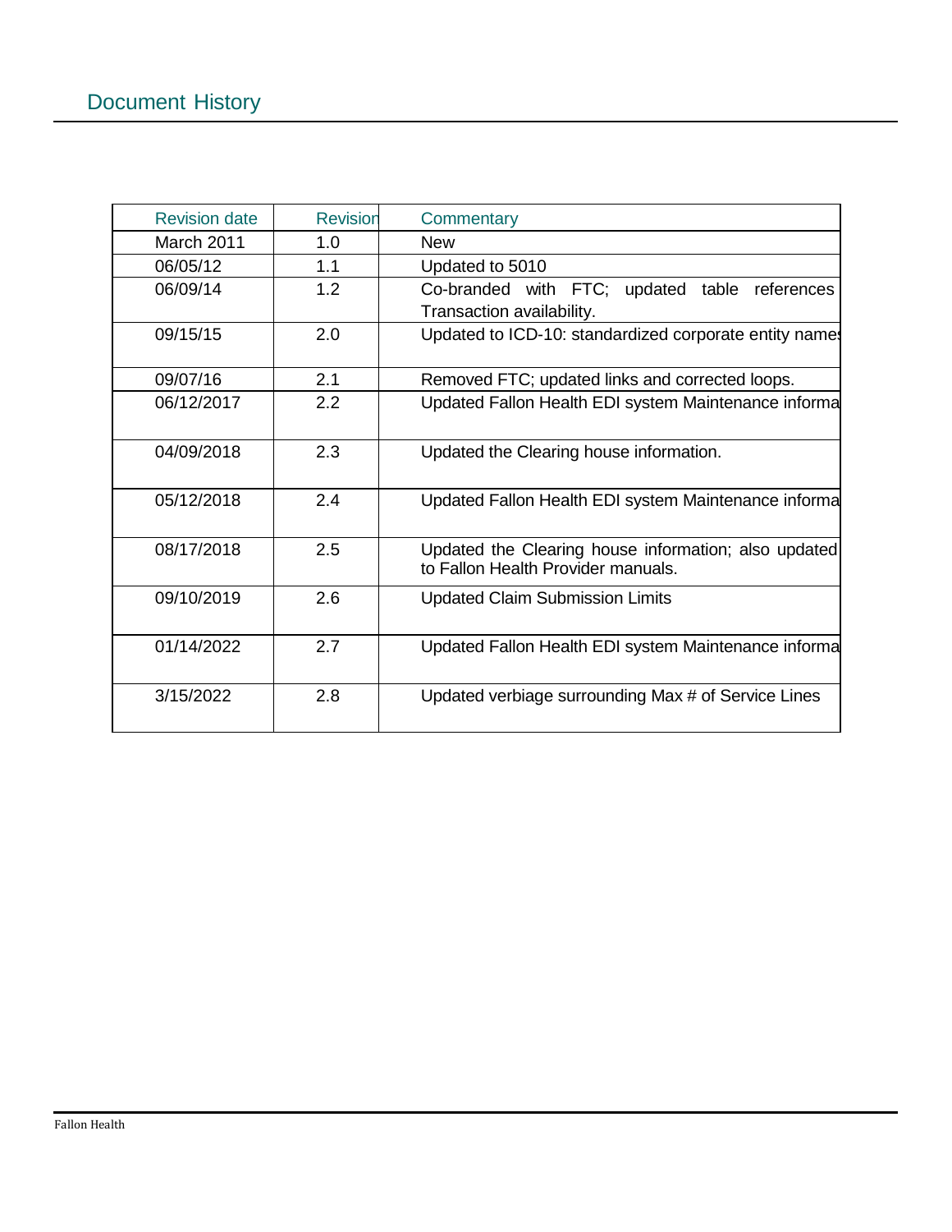# Document History

| Revision date | Revision | Commentary |
|---|---|---|
| March 2011 | 1.0 | New |
| 06/05/12 | 1.1 | Updated to 5010 |
| 06/09/14 | 1.2 | Co-branded with FTC; updated table references Transaction availability. |
| 09/15/15 | 2.0 | Updated to ICD-10: standardized corporate entity names |
| 09/07/16 | 2.1 | Removed FTC; updated links and corrected loops. |
| 06/12/2017 | 2.2 | Updated Fallon Health EDI system Maintenance informa |
| 04/09/2018 | 2.3 | Updated the Clearing house information. |
| 05/12/2018 | 2.4 | Updated Fallon Health EDI system Maintenance informa |
| 08/17/2018 | 2.5 | Updated the Clearing house information; also updated to Fallon Health Provider manuals. |
| 09/10/2019 | 2.6 | Updated Claim Submission Limits |
| 01/14/2022 | 2.7 | Updated Fallon Health EDI system Maintenance informa |
| 3/15/2022 | 2.8 | Updated verbiage surrounding Max # of Service Lines |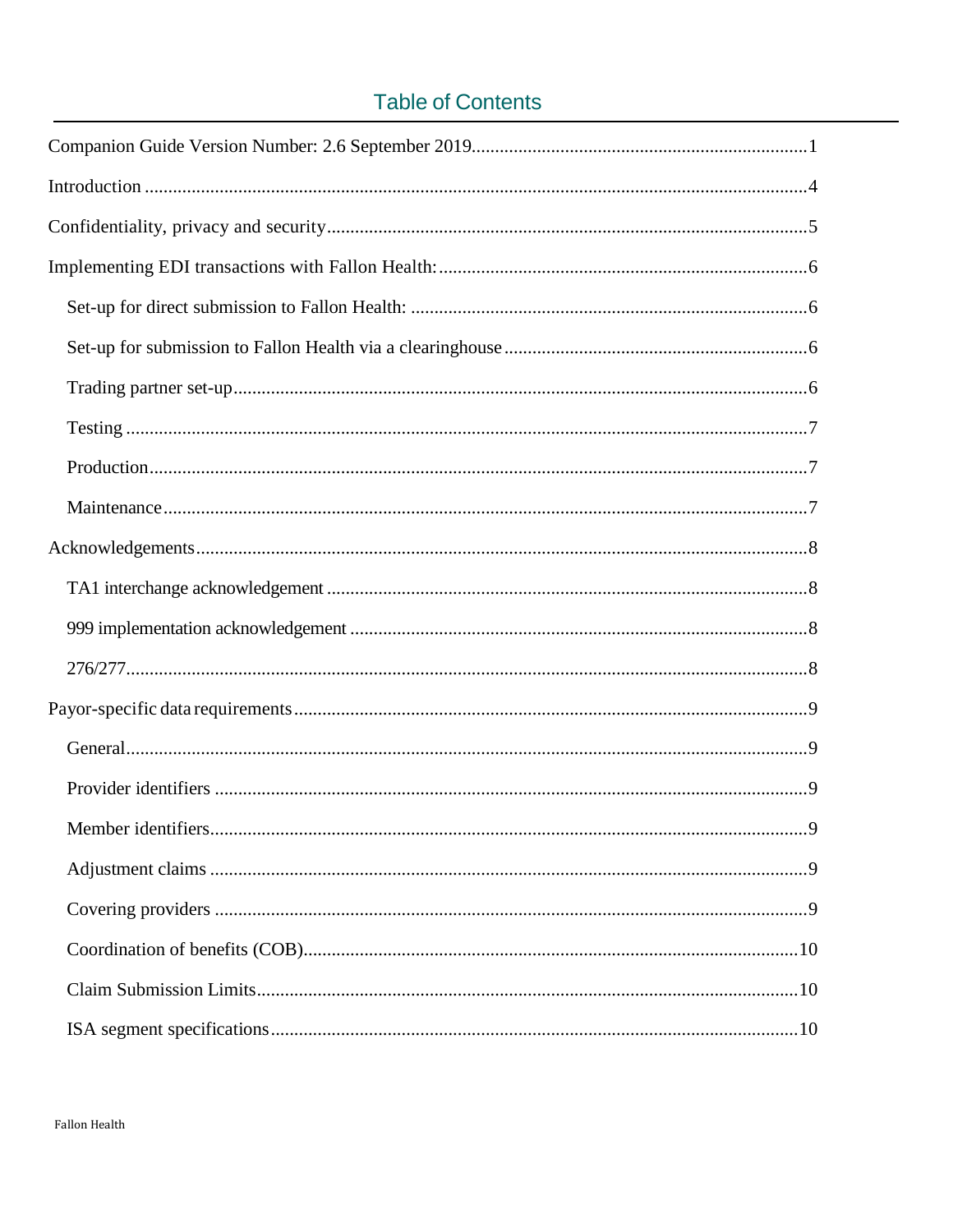# Table of Contents

Companion Guide Version Number: 2.6 September 2019.......................................................................1

Introduction ............................................................................................................................................4

Confidentiality, privacy and security......................................................................................................5

Implementing EDI transactions with Fallon Health:..............................................................................6

- Set-up for direct submission to Fallon Health: ....................................................................................6
- Set-up for submission to Fallon Health via a clearinghouse ................................................................6
- Trading partner set-up.........................................................................................................................6
- Testing ................................................................................................................................................7
- Production............................................................................................................................................7
- Maintenance........................................................................................................................................7

Acknowledgements..................................................................................................................................8

- TA1 interchange acknowledgement .....................................................................................................8
- 999 implementation acknowledgement .................................................................................................8
- 276/277.................................................................................................................................................8

Payor-specific data requirements.............................................................................................................9

- General.................................................................................................................................................9
- Provider identifiers ..............................................................................................................................9
- Member identifiers...............................................................................................................................9
- Adjustment claims ...............................................................................................................................9
- Covering providers .............................................................................................................................9
- Coordination of benefits (COB).........................................................................................................10
- Claim Submission Limits...................................................................................................................10
- ISA segment specifications................................................................................................................10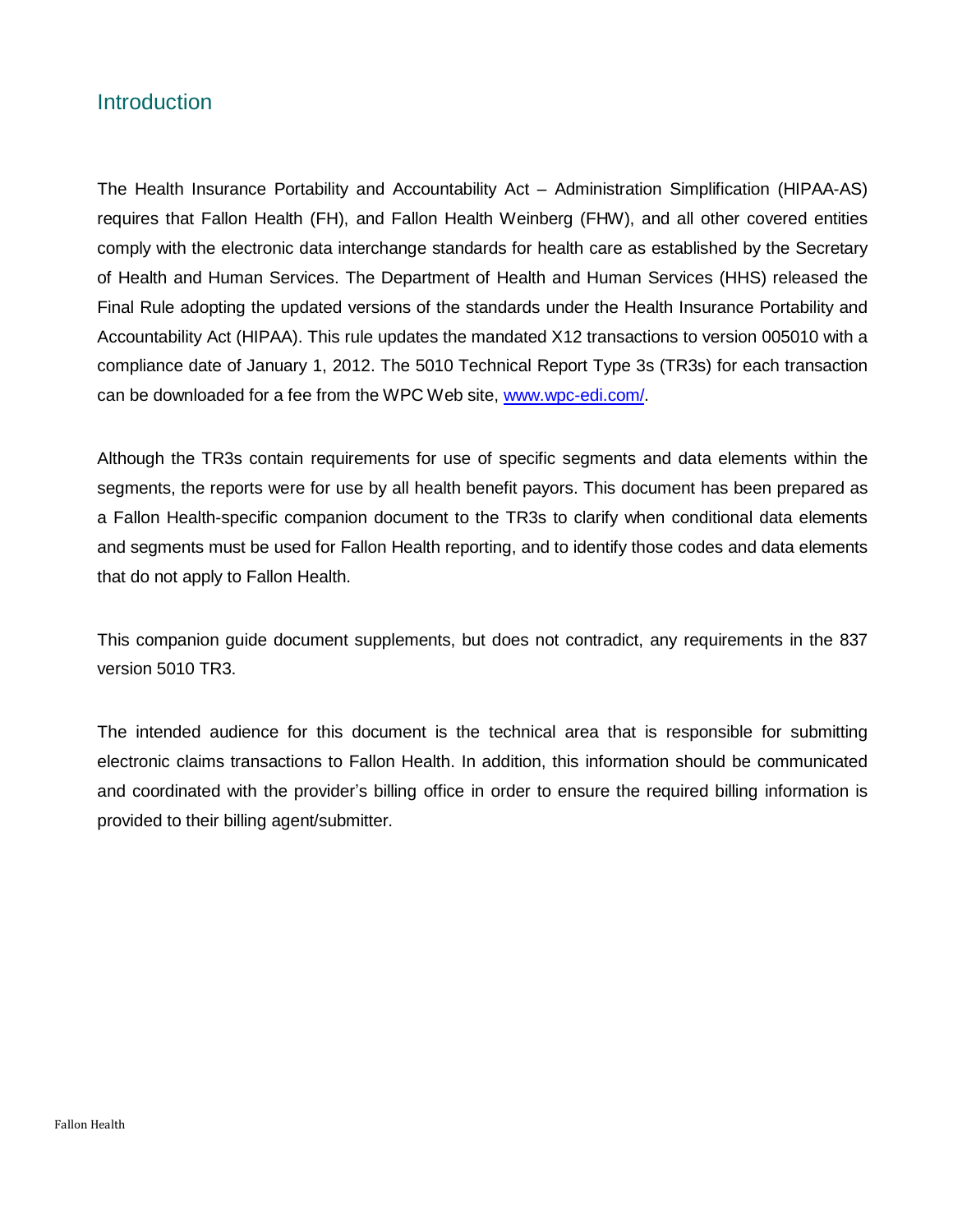## Introduction

The Health Insurance Portability and Accountability Act – Administration Simplification (HIPAA-AS) requires that Fallon Health (FH), and Fallon Health Weinberg (FHW), and all other covered entities comply with the electronic data interchange standards for health care as established by the Secretary of Health and Human Services. The Department of Health and Human Services (HHS) released the Final Rule adopting the updated versions of the standards under the Health Insurance Portability and Accountability Act (HIPAA). This rule updates the mandated X12 transactions to version 005010 with a compliance date of January 1, 2012. The 5010 Technical Report Type 3s (TR3s) for each transaction can be downloaded for a fee from the WPC Web site, [www.wpc-edi.com/](http://www.wpc-edi.com/).

Although the TR3s contain requirements for use of specific segments and data elements within the segments, the reports were for use by all health benefit payors. This document has been prepared as a Fallon Health-specific companion document to the TR3s to clarify when conditional data elements and segments must be used for Fallon Health reporting, and to identify those codes and data elements that do not apply to Fallon Health.

This companion guide document supplements, but does not contradict, any requirements in the 837 version 5010 TR3.

The intended audience for this document is the technical area that is responsible for submitting electronic claims transactions to Fallon Health. In addition, this information should be communicated and coordinated with the provider's billing office in order to ensure the required billing information is provided to their billing agent/submitter.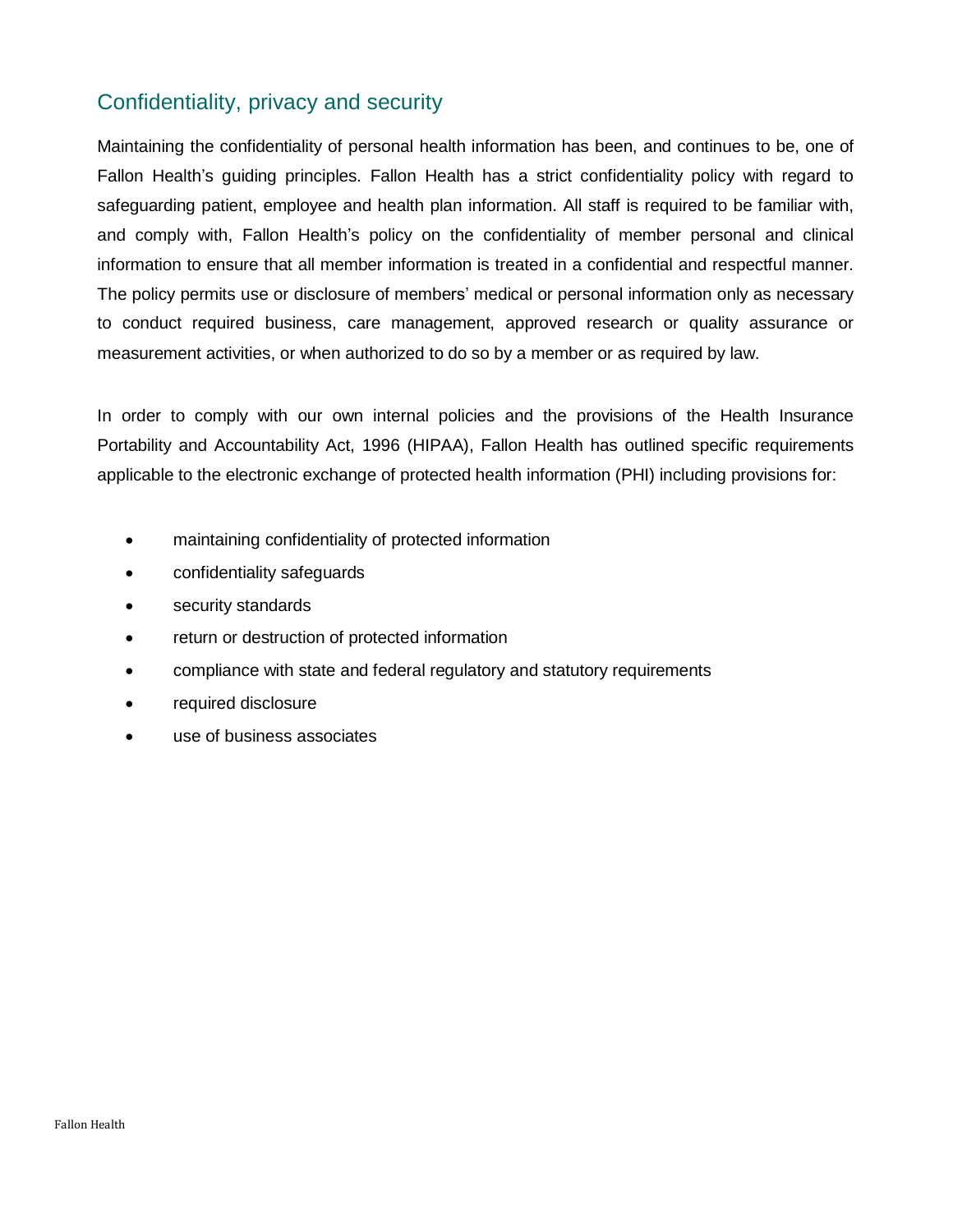## Confidentiality, privacy and security

Maintaining the confidentiality of personal health information has been, and continues to be, one of Fallon Health's guiding principles. Fallon Health has a strict confidentiality policy with regard to safeguarding patient, employee and health plan information. All staff is required to be familiar with, and comply with, Fallon Health's policy on the confidentiality of member personal and clinical information to ensure that all member information is treated in a confidential and respectful manner. The policy permits use or disclosure of members' medical or personal information only as necessary to conduct required business, care management, approved research or quality assurance or measurement activities, or when authorized to do so by a member or as required by law.

In order to comply with our own internal policies and the provisions of the Health Insurance Portability and Accountability Act, 1996 (HIPAA), Fallon Health has outlined specific requirements applicable to the electronic exchange of protected health information (PHI) including provisions for:

- maintaining confidentiality of protected information
- confidentiality safeguards
- security standards
- return or destruction of protected information
- compliance with state and federal regulatory and statutory requirements
- required disclosure
- use of business associates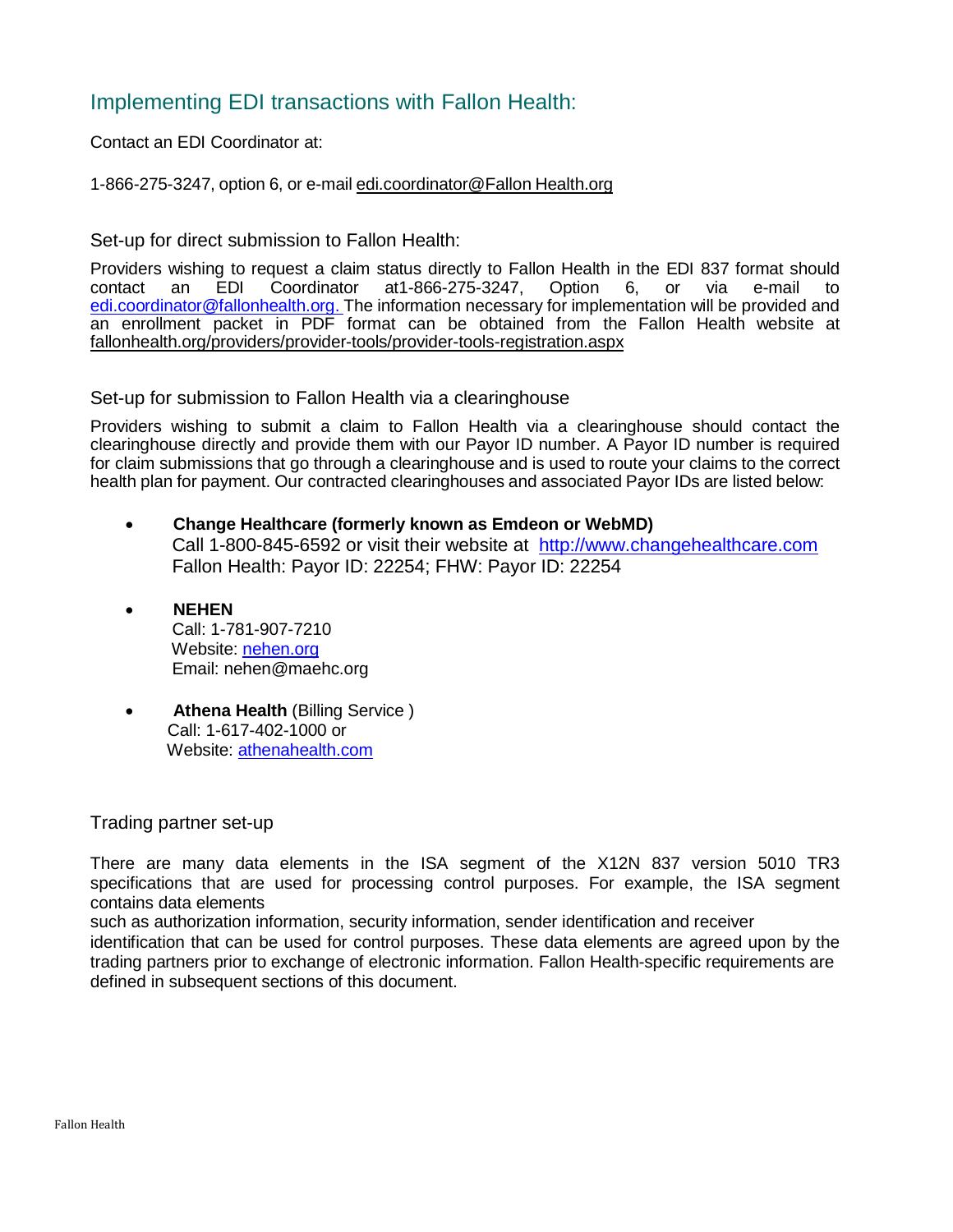## Implementing EDI transactions with Fallon Health:

Contact an EDI Coordinator at:

1-866-275-3247, option 6, or e-mail edi.coordinator@Fallon Health.org

### Set-up for direct submission to Fallon Health:

Providers wishing to request a claim status directly to Fallon Health in the EDI 837 format should contact an EDI Coordinator at1-866-275-3247, Option 6, or via e-mail to edi.coordinator@fallonhealth.org. The information necessary for implementation will be provided and an enrollment packet in PDF format can be obtained from the Fallon Health website at fallonhealth.org/providers/provider-tools/provider-tools-registration.aspx

### Set-up for submission to Fallon Health via a clearinghouse

Providers wishing to submit a claim to Fallon Health via a clearinghouse should contact the clearinghouse directly and provide them with our Payor ID number. A Payor ID number is required for claim submissions that go through a clearinghouse and is used to route your claims to the correct health plan for payment. Our contracted clearinghouses and associated Payor IDs are listed below:

- **Change Healthcare (formerly known as Emdeon or WebMD)**
  Call 1-800-845-6592 or visit their website at http://www.changehealthcare.com
  Fallon Health: Payor ID: 22254; FHW: Payor ID: 22254

- **NEHEN**
  Call: 1-781-907-7210
  Website: nehen.org
  Email: nehen@maehc.org

- **Athena Health** (Billing Service )
  Call: 1-617-402-1000 or
  Website: athenahealth.com

### Trading partner set-up

There are many data elements in the ISA segment of the X12N 837 version 5010 TR3 specifications that are used for processing control purposes. For example, the ISA segment contains data elements such as authorization information, security information, sender identification and receiver identification that can be used for control purposes. These data elements are agreed upon by the trading partners prior to exchange of electronic information. Fallon Health-specific requirements are defined in subsequent sections of this document.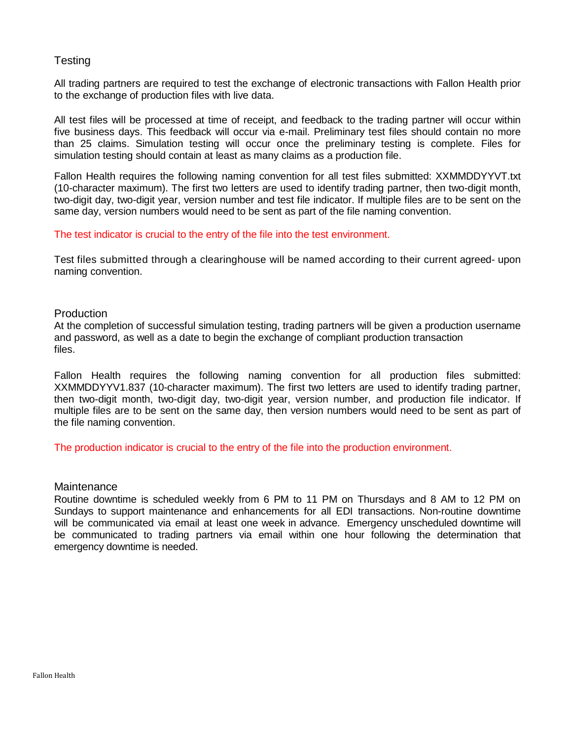## Testing

All trading partners are required to test the exchange of electronic transactions with Fallon Health prior to the exchange of production files with live data.

All test files will be processed at time of receipt, and feedback to the trading partner will occur within five business days. This feedback will occur via e-mail. Preliminary test files should contain no more than 25 claims. Simulation testing will occur once the preliminary testing is complete. Files for simulation testing should contain at least as many claims as a production file.

Fallon Health requires the following naming convention for all test files submitted: XXMMDDYYVT.txt (10-character maximum). The first two letters are used to identify trading partner, then two-digit month, two-digit day, two-digit year, version number and test file indicator. If multiple files are to be sent on the same day, version numbers would need to be sent as part of the file naming convention.

The test indicator is crucial to the entry of the file into the test environment.

Test files submitted through a clearinghouse will be named according to their current agreed- upon naming convention.

## Production

At the completion of successful simulation testing, trading partners will be given a production username and password, as well as a date to begin the exchange of compliant production transaction files.

Fallon Health requires the following naming convention for all production files submitted: XXMMDDYYV1.837 (10-character maximum). The first two letters are used to identify trading partner, then two-digit month, two-digit day, two-digit year, version number, and production file indicator. If multiple files are to be sent on the same day, then version numbers would need to be sent as part of the file naming convention.

The production indicator is crucial to the entry of the file into the production environment.

## Maintenance

Routine downtime is scheduled weekly from 6 PM to 11 PM on Thursdays and 8 AM to 12 PM on Sundays to support maintenance and enhancements for all EDI transactions. Non-routine downtime will be communicated via email at least one week in advance. Emergency unscheduled downtime will be communicated to trading partners via email within one hour following the determination that emergency downtime is needed.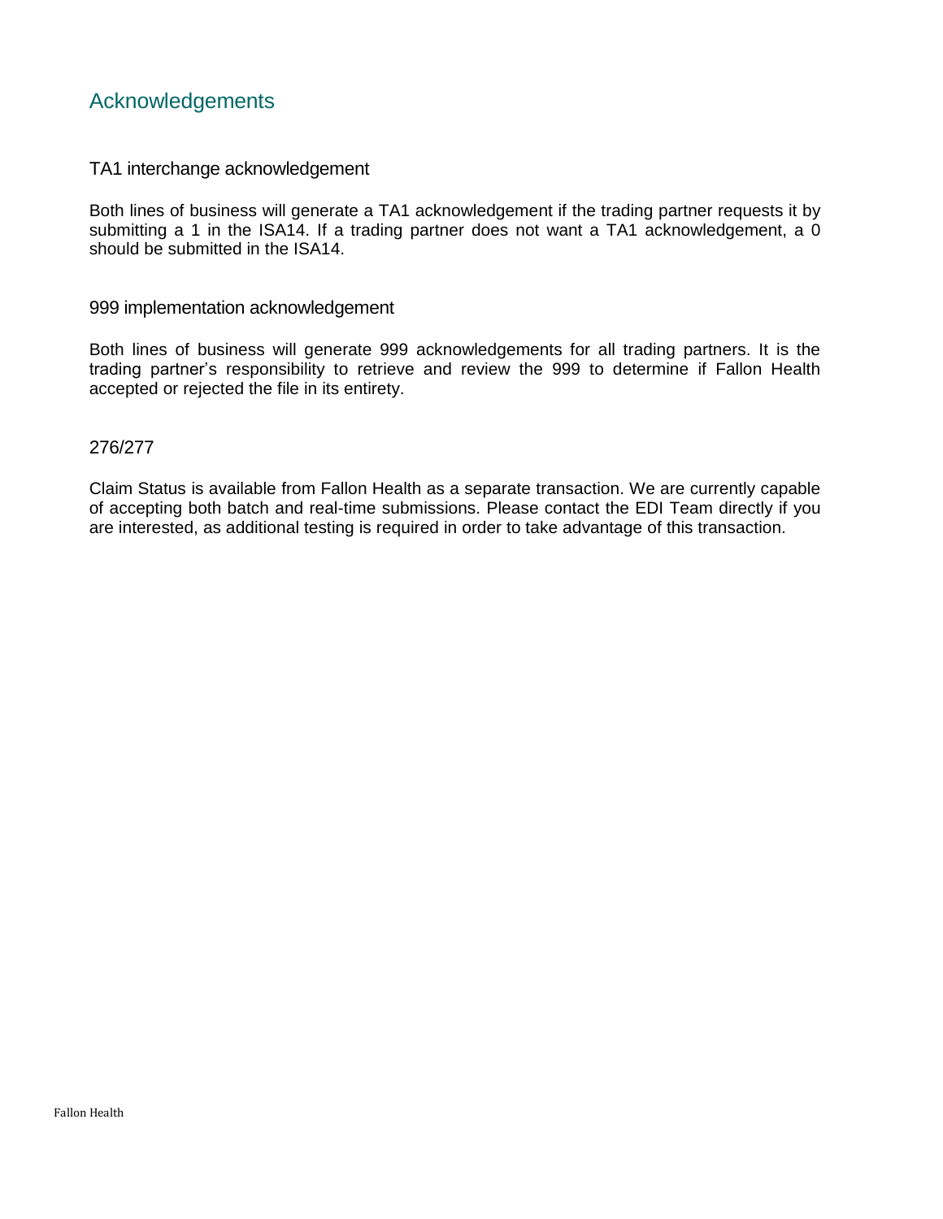## Acknowledgements

### TA1 interchange acknowledgement

Both lines of business will generate a TA1 acknowledgement if the trading partner requests it by submitting a 1 in the ISA14. If a trading partner does not want a TA1 acknowledgement, a 0 should be submitted in the ISA14.

### 999 implementation acknowledgement

Both lines of business will generate 999 acknowledgements for all trading partners. It is the trading partner's responsibility to retrieve and review the 999 to determine if Fallon Health accepted or rejected the file in its entirety.

### 276/277

Claim Status is available from Fallon Health as a separate transaction. We are currently capable of accepting both batch and real-time submissions. Please contact the EDI Team directly if you are interested, as additional testing is required in order to take advantage of this transaction.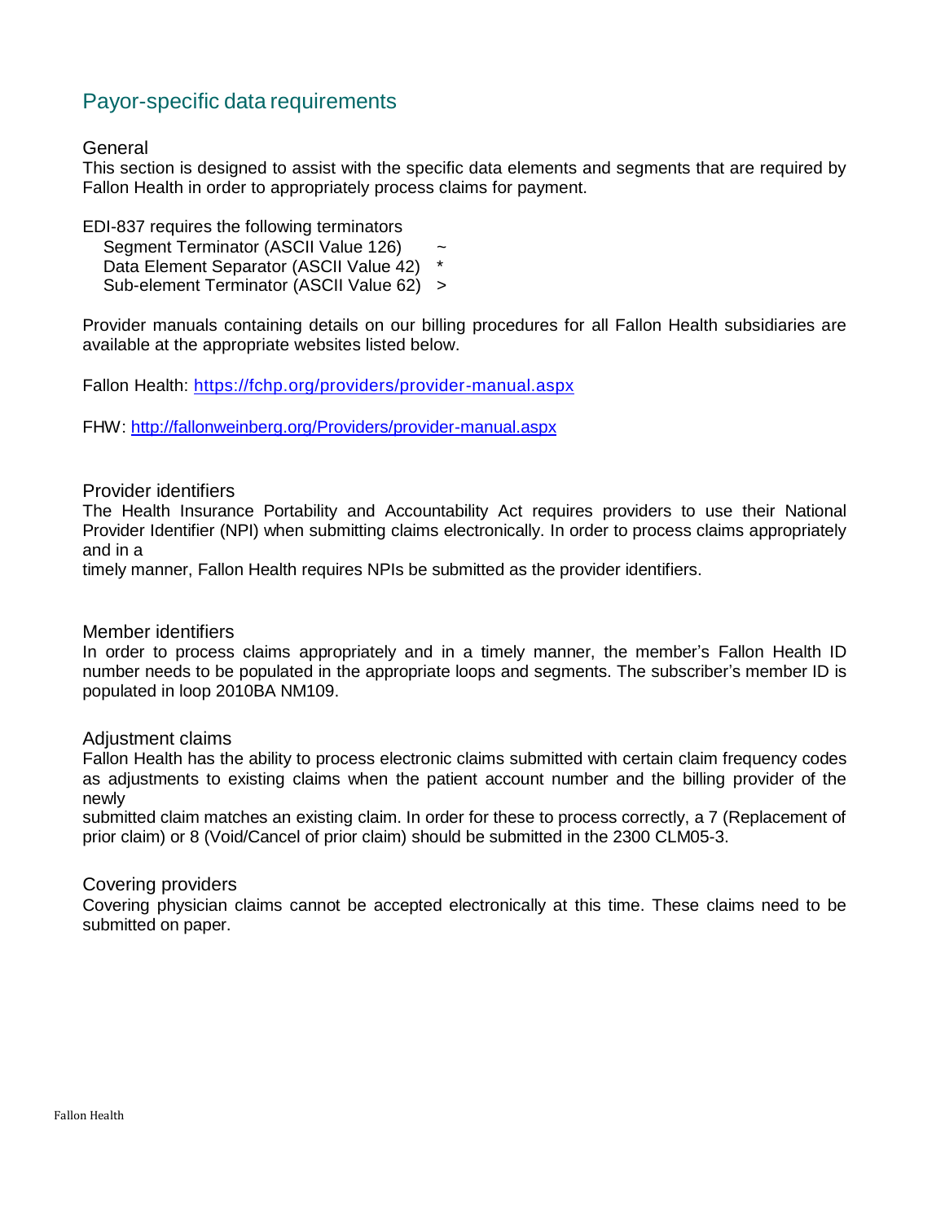## Payor-specific data requirements

### General

This section is designed to assist with the specific data elements and segments that are required by Fallon Health in order to appropriately process claims for payment.

EDI-837 requires the following terminators

- Segment Terminator (ASCII Value 126) ~
- Data Element Separator (ASCII Value 42) *
- Sub-element Terminator (ASCII Value 62) >

Provider manuals containing details on our billing procedures for all Fallon Health subsidiaries are available at the appropriate websites listed below.

Fallon Health: https://fchp.org/providers/provider-manual.aspx

FHW: http://fallonweinberg.org/Providers/provider-manual.aspx

### Provider identifiers

The Health Insurance Portability and Accountability Act requires providers to use their National Provider Identifier (NPI) when submitting claims electronically. In order to process claims appropriately and in a timely manner, Fallon Health requires NPIs be submitted as the provider identifiers.

### Member identifiers

In order to process claims appropriately and in a timely manner, the member's Fallon Health ID number needs to be populated in the appropriate loops and segments. The subscriber's member ID is populated in loop 2010BA NM109.

### Adjustment claims

Fallon Health has the ability to process electronic claims submitted with certain claim frequency codes as adjustments to existing claims when the patient account number and the billing provider of the newly submitted claim matches an existing claim. In order for these to process correctly, a 7 (Replacement of prior claim) or 8 (Void/Cancel of prior claim) should be submitted in the 2300 CLM05-3.

### Covering providers

Covering physician claims cannot be accepted electronically at this time. These claims need to be submitted on paper.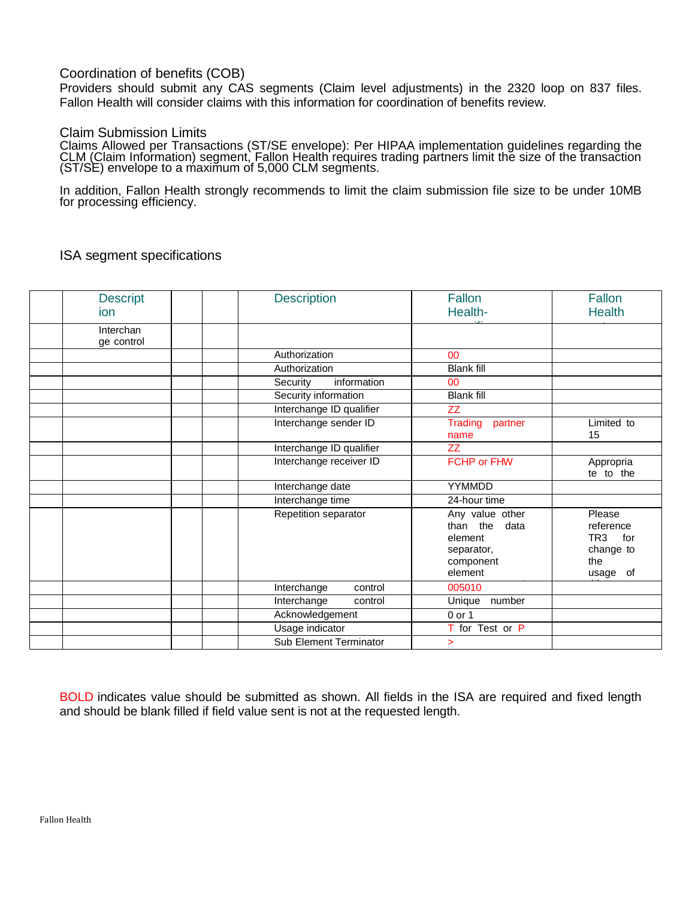Coordination of benefits (COB)
Providers should submit any CAS segments (Claim level adjustments) in the 2320 loop on 837 files. Fallon Health will consider claims with this information for coordination of benefits review.

Claim Submission Limits
Claims Allowed per Transactions (ST/SE envelope): Per HIPAA implementation guidelines regarding the CLM (Claim Information) segment, Fallon Health requires trading partners limit the size of the transaction (ST/SE) envelope to a maximum of 5,000 CLM segments.

In addition, Fallon Health strongly recommends to limit the claim submission file size to be under 10MB for processing efficiency.

ISA segment specifications

| | Description | | | Description | Fallon Health- | Fallon Health |
|---|---|---|---|---|---|---|
| | Interchange control | | | | | |
| | | | | Authorization | 00 | |
| | | | | Authorization | Blank fill | |
| | | | | Security information | 00 | |
| | | | | Security information | Blank fill | |
| | | | | Interchange ID qualifier | ZZ | |
| | | | | Interchange sender ID | Trading partner name | Limited to 15 |
| | | | | Interchange ID qualifier | ZZ | |
| | | | | Interchange receiver ID | FCHP or FHW | Appropriate to the |
| | | | | Interchange date | YYMMDD | |
| | | | | Interchange time | 24-hour time | |
| | | | | Repetition separator | Any value other than the data element separator, component element | Please reference TR3 for change to the usage of |
| | | | | Interchange control | 005010 | |
| | | | | Interchange control | Unique number | |
| | | | | Acknowledgement | 0 or 1 | |
| | | | | Usage indicator | T for Test or P | |
| | | | | Sub Element Terminator | > | |

BOLD indicates value should be submitted as shown. All fields in the ISA are required and fixed length and should be blank filled if field value sent is not at the requested length.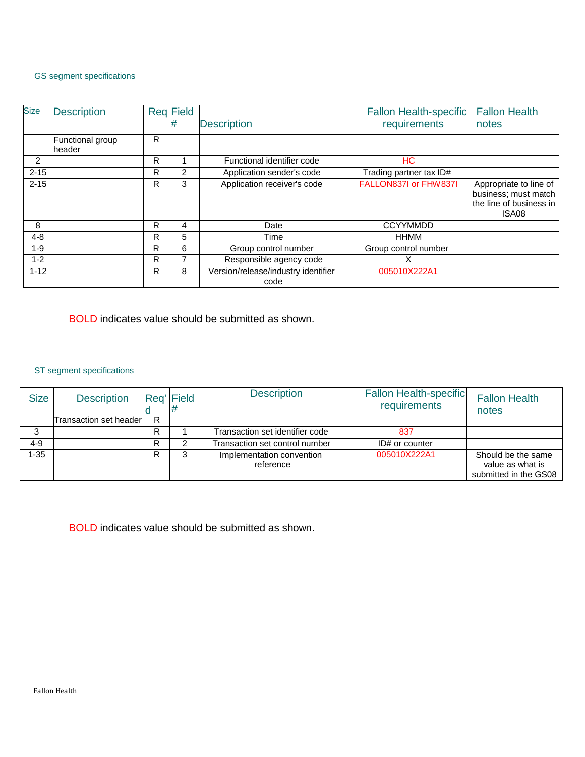## GS segment specifications

| Size | Description | Req | Field # | Description | Fallon Health-specific requirements | Fallon Health notes |
|---|---|---|---|---|---|---|
| | Functional group header | R | | | | |
| 2 | | R | 1 | Functional identifier code | **HC** | |
| 2-15 | | R | 2 | Application sender's code | Trading partner tax ID# | |
| 2-15 | | R | 3 | Application receiver's code | **FALLON837I or FHW837I** | Appropriate to line of business; must match the line of business in ISA08 |
| 8 | | R | 4 | Date | CCYYMMDD | |
| 4-8 | | R | 5 | Time | HHMM | |
| 1-9 | | R | 6 | Group control number | Group control number | |
| 1-2 | | R | 7 | Responsible agency code | X | |
| 1-12 | | R | 8 | Version/release/industry identifier code | **005010X222A1** | |

**BOLD** indicates value should be submitted as shown.

## ST segment specifications

| Size | Description | Req'd | Field # | Description | Fallon Health-specific requirements | Fallon Health notes |
|---|---|---|---|---|---|---|
| | Transaction set header | R | | | | |
| 3 | | R | 1 | Transaction set identifier code | **837** | |
| 4-9 | | R | 2 | Transaction set control number | ID# or counter | |
| 1-35 | | R | 3 | Implementation convention reference | **005010X222A1** | Should be the same value as what is submitted in the GS08 |

**BOLD** indicates value should be submitted as shown.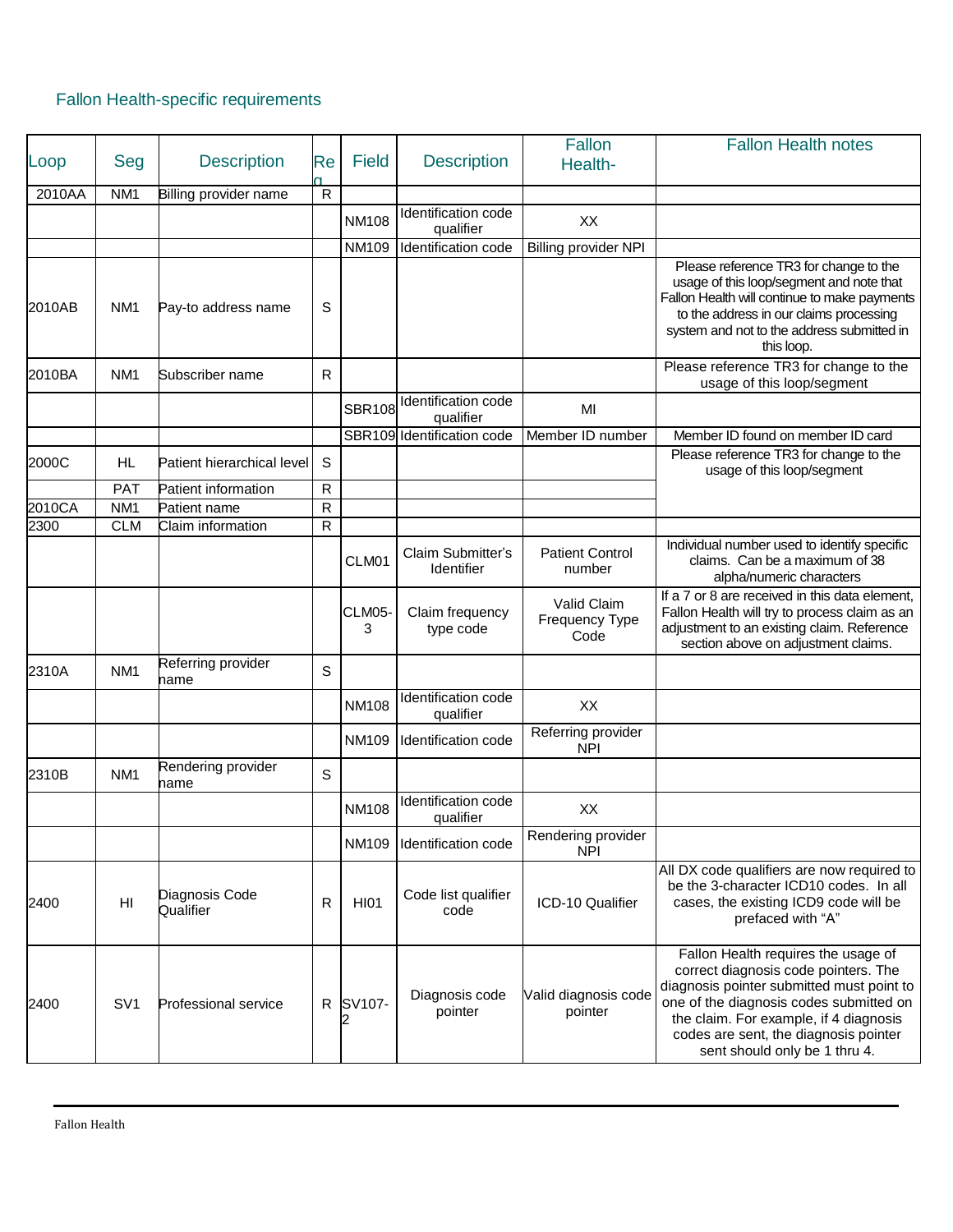## Fallon Health-specific requirements

| Loop | Seg | Description | Req | Field | Description | Fallon Health- | Fallon Health notes |
|---|---|---|---|---|---|---|---|
| 2010AA | NM1 | Billing provider name | R | | | | |
| | | | | NM108 | Identification code qualifier | XX | |
| | | | | NM109 | Identification code | Billing provider NPI | |
| 2010AB | NM1 | Pay-to address name | S | | | | Please reference TR3 for change to the usage of this loop/segment and note that Fallon Health will continue to make payments to the address in our claims processing system and not to the address submitted in this loop. |
| 2010BA | NM1 | Subscriber name | R | | | | Please reference TR3 for change to the usage of this loop/segment |
| | | | | SBR108 | Identification code qualifier | MI | |
| | | | | SBR109 | Identification code | Member ID number | Member ID found on member ID card |
| 2000C | HL | Patient hierarchical level | S | | | | Please reference TR3 for change to the usage of this loop/segment |
| | PAT | Patient information | R | | | | |
| 2010CA | NM1 | Patient name | R | | | | |
| 2300 | CLM | Claim information | R | | | | |
| | | | | CLM01 | Claim Submitter's Identifier | Patient Control number | Individual number used to identify specific claims. Can be a maximum of 38 alpha/numeric characters |
| | | | | CLM05-3 | Claim frequency type code | Valid Claim Frequency Type Code | If a 7 or 8 are received in this data element, Fallon Health will try to process claim as an adjustment to an existing claim. Reference section above on adjustment claims. |
| 2310A | NM1 | Referring provider name | S | | | | |
| | | | | NM108 | Identification code qualifier | XX | |
| | | | | NM109 | Identification code | Referring provider NPI | |
| 2310B | NM1 | Rendering provider name | S | | | | |
| | | | | NM108 | Identification code qualifier | XX | |
| | | | | NM109 | Identification code | Rendering provider NPI | |
| 2400 | HI | Diagnosis Code Qualifier | R | HI01 | Code list qualifier code | ICD-10 Qualifier | All DX code qualifiers are now required to be the 3-character ICD10 codes. In all cases, the existing ICD9 code will be prefaced with "A" |
| 2400 | SV1 | Professional service | R | SV107-2 | Diagnosis code pointer | Valid diagnosis code pointer | Fallon Health requires the usage of correct diagnosis code pointers. The diagnosis pointer submitted must point to one of the diagnosis codes submitted on the claim. For example, if 4 diagnosis codes are sent, the diagnosis pointer sent should only be 1 thru 4. |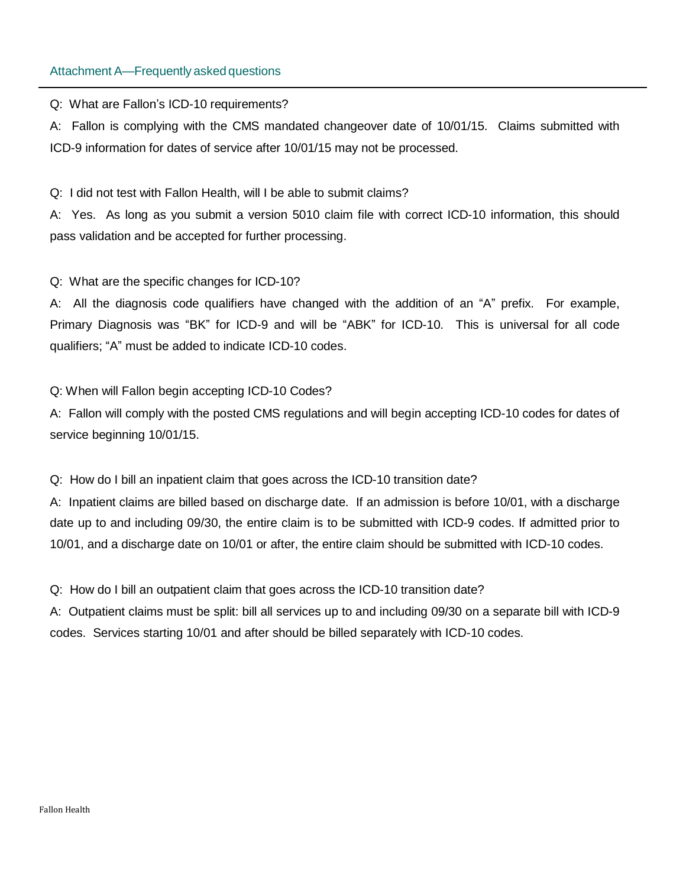## Attachment A—Frequently asked questions

Q: What are Fallon's ICD-10 requirements?

A: Fallon is complying with the CMS mandated changeover date of 10/01/15. Claims submitted with ICD-9 information for dates of service after 10/01/15 may not be processed.

Q: I did not test with Fallon Health, will I be able to submit claims?

A: Yes. As long as you submit a version 5010 claim file with correct ICD-10 information, this should pass validation and be accepted for further processing.

Q: What are the specific changes for ICD-10?

A: All the diagnosis code qualifiers have changed with the addition of an "A" prefix. For example, Primary Diagnosis was "BK" for ICD-9 and will be "ABK" for ICD-10. This is universal for all code qualifiers; "A" must be added to indicate ICD-10 codes.

Q: When will Fallon begin accepting ICD-10 Codes?

A: Fallon will comply with the posted CMS regulations and will begin accepting ICD-10 codes for dates of service beginning 10/01/15.

Q: How do I bill an inpatient claim that goes across the ICD-10 transition date?

A: Inpatient claims are billed based on discharge date. If an admission is before 10/01, with a discharge date up to and including 09/30, the entire claim is to be submitted with ICD-9 codes. If admitted prior to 10/01, and a discharge date on 10/01 or after, the entire claim should be submitted with ICD-10 codes.

Q: How do I bill an outpatient claim that goes across the ICD-10 transition date?

A: Outpatient claims must be split: bill all services up to and including 09/30 on a separate bill with ICD-9 codes. Services starting 10/01 and after should be billed separately with ICD-10 codes.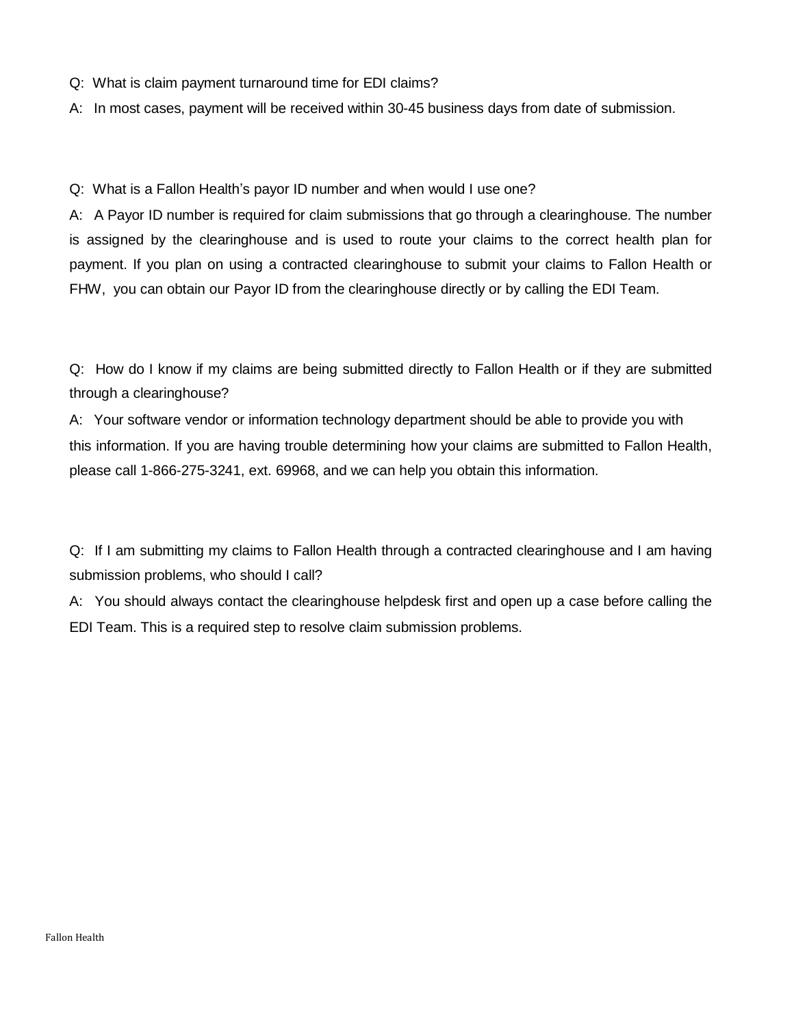Q: What is claim payment turnaround time for EDI claims?

A: In most cases, payment will be received within 30-45 business days from date of submission.

Q: What is a Fallon Health's payor ID number and when would I use one?

A: A Payor ID number is required for claim submissions that go through a clearinghouse. The number is assigned by the clearinghouse and is used to route your claims to the correct health plan for payment. If you plan on using a contracted clearinghouse to submit your claims to Fallon Health or FHW, you can obtain our Payor ID from the clearinghouse directly or by calling the EDI Team.

Q: How do I know if my claims are being submitted directly to Fallon Health or if they are submitted through a clearinghouse?

A: Your software vendor or information technology department should be able to provide you with this information. If you are having trouble determining how your claims are submitted to Fallon Health, please call 1-866-275-3241, ext. 69968, and we can help you obtain this information.

Q: If I am submitting my claims to Fallon Health through a contracted clearinghouse and I am having submission problems, who should I call?

A: You should always contact the clearinghouse helpdesk first and open up a case before calling the EDI Team. This is a required step to resolve claim submission problems.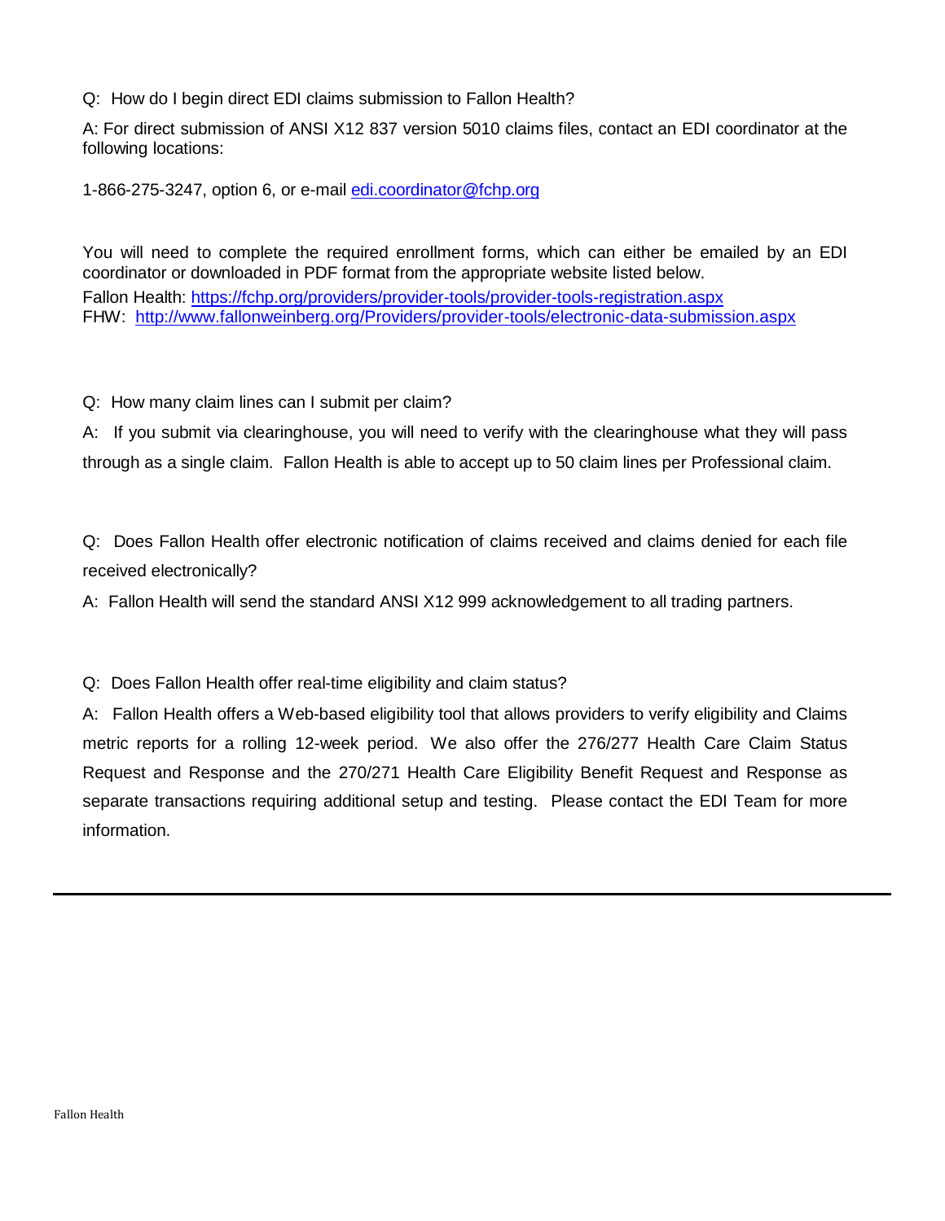Q: How do I begin direct EDI claims submission to Fallon Health?

A: For direct submission of ANSI X12 837 version 5010 claims files, contact an EDI coordinator at the following locations:

1-866-275-3247, option 6, or e-mail edi.coordinator@fchp.org

You will need to complete the required enrollment forms, which can either be emailed by an EDI coordinator or downloaded in PDF format from the appropriate website listed below.
Fallon Health: https://fchp.org/providers/provider-tools/provider-tools-registration.aspx
FHW: http://www.fallonweinberg.org/Providers/provider-tools/electronic-data-submission.aspx

Q: How many claim lines can I submit per claim?

A: If you submit via clearinghouse, you will need to verify with the clearinghouse what they will pass through as a single claim. Fallon Health is able to accept up to 50 claim lines per Professional claim.

Q: Does Fallon Health offer electronic notification of claims received and claims denied for each file received electronically?

A: Fallon Health will send the standard ANSI X12 999 acknowledgement to all trading partners.

Q: Does Fallon Health offer real-time eligibility and claim status?

A: Fallon Health offers a Web-based eligibility tool that allows providers to verify eligibility and Claims metric reports for a rolling 12-week period. We also offer the 276/277 Health Care Claim Status Request and Response and the 270/271 Health Care Eligibility Benefit Request and Response as separate transactions requiring additional setup and testing. Please contact the EDI Team for more information.